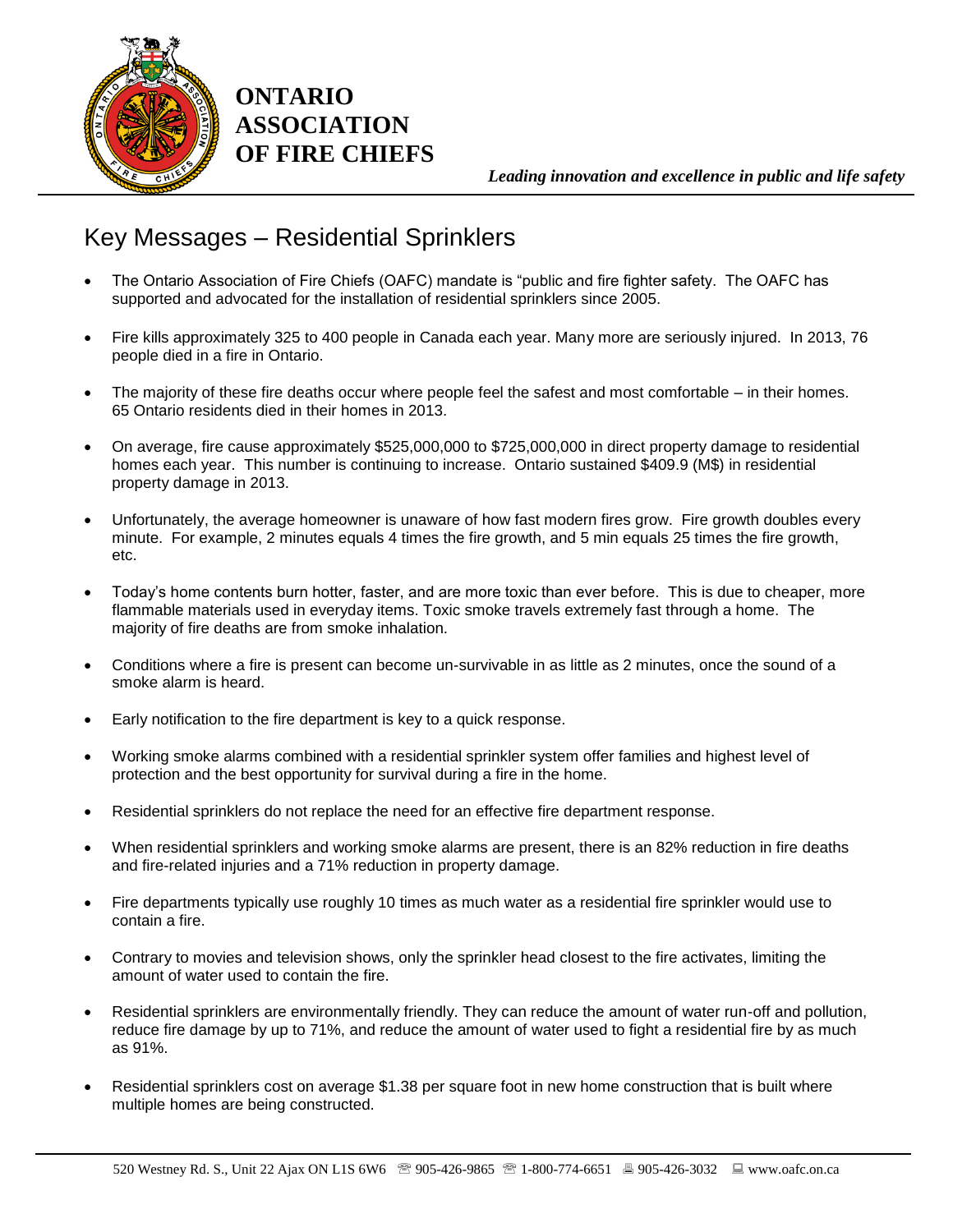# ONTARIO ASSOCIATION OF FIRE CHIEFS

*Leading innovation and excellence in public and life safety*

## Key Messages – Residential Sprinklers

- The Ontario Association of Fire Chiefs (OAFC) mandate is "public and fire fighter safety. The OAFC has supported and advocated for the installation of residential sprinklers since 2005.
- Fire kills approximately 325 to 400 people in Canada each year. Many more are seriously injured. In 2013, 76 people died in a fire in Ontario.
- The majority of these fire deaths occur where people feel the safest and most comfortable – in their homes. 65 Ontario residents died in their homes in 2013.
- On average, fire cause approximately $525,000,000 to $725,000,000 in direct property damage to residential homes each year. This number is continuing to increase. Ontario sustained $409.9 (M$) in residential property damage in 2013.
- Unfortunately, the average homeowner is unaware of how fast modern fires grow. Fire growth doubles every minute. For example, 2 minutes equals 4 times the fire growth, and 5 min equals 25 times the fire growth, etc.
- Today's home contents burn hotter, faster, and are more toxic than ever before. This is due to cheaper, more flammable materials used in everyday items. Toxic smoke travels extremely fast through a home. The majority of fire deaths are from smoke inhalation.
- Conditions where a fire is present can become un-survivable in as little as 2 minutes, once the sound of a smoke alarm is heard.
- Early notification to the fire department is key to a quick response.
- Working smoke alarms combined with a residential sprinkler system offer families and highest level of protection and the best opportunity for survival during a fire in the home.
- Residential sprinklers do not replace the need for an effective fire department response.
- When residential sprinklers and working smoke alarms are present, there is an 82% reduction in fire deaths and fire-related injuries and a 71% reduction in property damage.
- Fire departments typically use roughly 10 times as much water as a residential fire sprinkler would use to contain a fire.
- Contrary to movies and television shows, only the sprinkler head closest to the fire activates, limiting the amount of water used to contain the fire.
- Residential sprinklers are environmentally friendly. They can reduce the amount of water run-off and pollution, reduce fire damage by up to 71%, and reduce the amount of water used to fight a residential fire by as much as 91%.
- Residential sprinklers cost on average $1.38 per square foot in new home construction that is built where multiple homes are being constructed.

520 Westney Rd. S., Unit 22 Ajax ON L1S 6W6 ☎ 905-426-9865 ☎ 1-800-774-6651 🖷 905-426-3032 💻 www.oafc.on.ca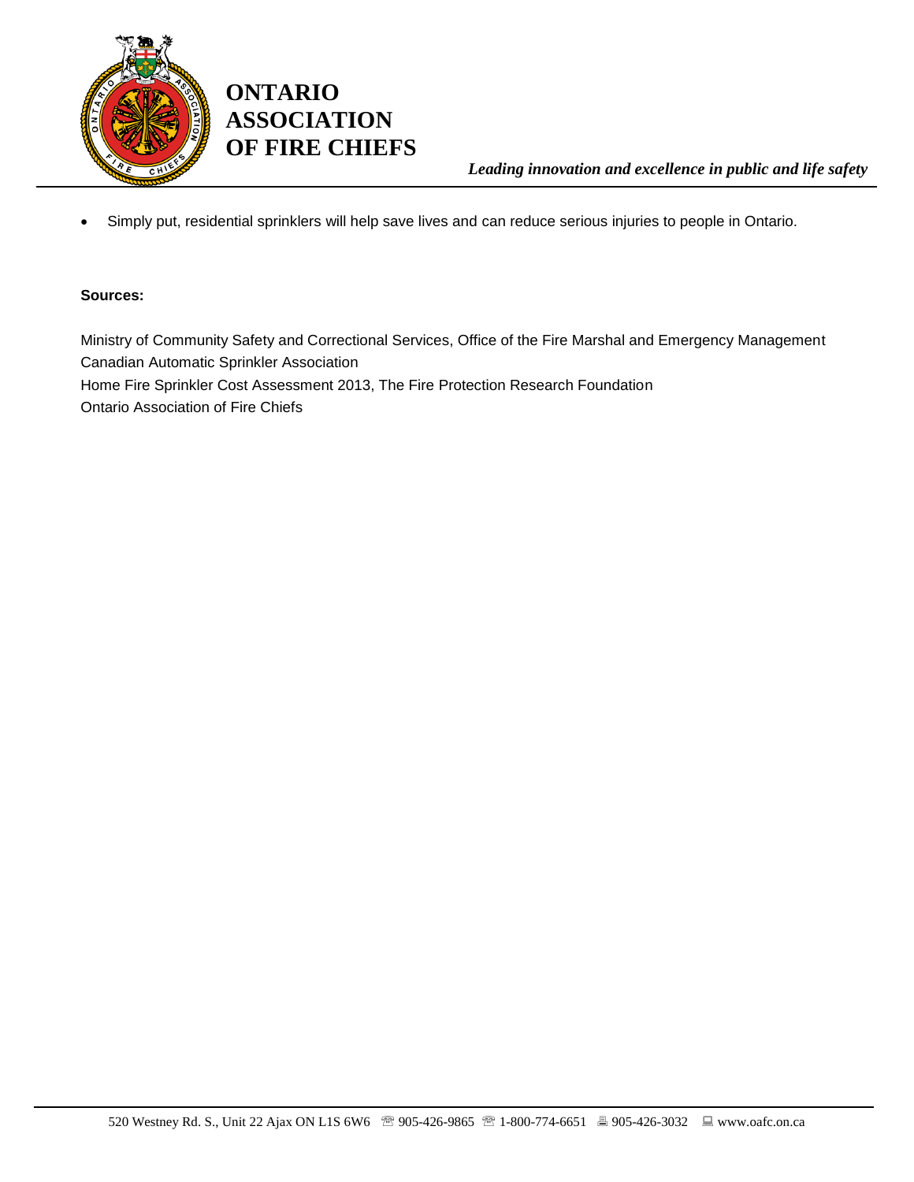- Simply put, residential sprinklers will help save lives and can reduce serious injuries to people in Ontario.

**Sources:**

Ministry of Community Safety and Correctional Services, Office of the Fire Marshal and Emergency Management
Canadian Automatic Sprinkler Association
Home Fire Sprinkler Cost Assessment 2013, The Fire Protection Research Foundation
Ontario Association of Fire Chiefs